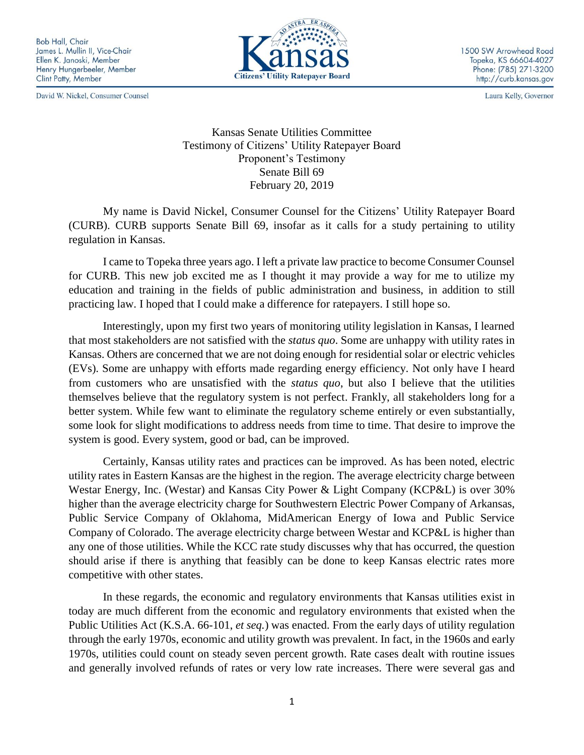Bob Hall, Chair
James L. Mullin II, Vice-Chair
Ellen K. Janoski, Member
Henry Hungerbeeler, Member
Clint Patty, Member

David W. Nickel, Consumer Counsel

Kansas
Citizens' Utility Ratepayer Board

1500 SW Arrowhead Road
Topeka, KS 66604-4027
Phone: (785) 271-3200
http://curb.kansas.gov

Laura Kelly, Governor

Kansas Senate Utilities Committee
Testimony of Citizens' Utility Ratepayer Board
Proponent's Testimony
Senate Bill 69
February 20, 2019

My name is David Nickel, Consumer Counsel for the Citizens' Utility Ratepayer Board (CURB). CURB supports Senate Bill 69, insofar as it calls for a study pertaining to utility regulation in Kansas.

I came to Topeka three years ago. I left a private law practice to become Consumer Counsel for CURB. This new job excited me as I thought it may provide a way for me to utilize my education and training in the fields of public administration and business, in addition to still practicing law. I hoped that I could make a difference for ratepayers. I still hope so.

Interestingly, upon my first two years of monitoring utility legislation in Kansas, I learned that most stakeholders are not satisfied with the *status quo*. Some are unhappy with utility rates in Kansas. Others are concerned that we are not doing enough for residential solar or electric vehicles (EVs). Some are unhappy with efforts made regarding energy efficiency. Not only have I heard from customers who are unsatisfied with the *status quo*, but also I believe that the utilities themselves believe that the regulatory system is not perfect. Frankly, all stakeholders long for a better system. While few want to eliminate the regulatory scheme entirely or even substantially, some look for slight modifications to address needs from time to time. That desire to improve the system is good. Every system, good or bad, can be improved.

Certainly, Kansas utility rates and practices can be improved. As has been noted, electric utility rates in Eastern Kansas are the highest in the region. The average electricity charge between Westar Energy, Inc. (Westar) and Kansas City Power & Light Company (KCP&L) is over 30% higher than the average electricity charge for Southwestern Electric Power Company of Arkansas, Public Service Company of Oklahoma, MidAmerican Energy of Iowa and Public Service Company of Colorado. The average electricity charge between Westar and KCP&L is higher than any one of those utilities. While the KCC rate study discusses why that has occurred, the question should arise if there is anything that feasibly can be done to keep Kansas electric rates more competitive with other states.

In these regards, the economic and regulatory environments that Kansas utilities exist in today are much different from the economic and regulatory environments that existed when the Public Utilities Act (K.S.A. 66-101, *et seq.*) was enacted. From the early days of utility regulation through the early 1970s, economic and utility growth was prevalent. In fact, in the 1960s and early 1970s, utilities could count on steady seven percent growth. Rate cases dealt with routine issues and generally involved refunds of rates or very low rate increases. There were several gas and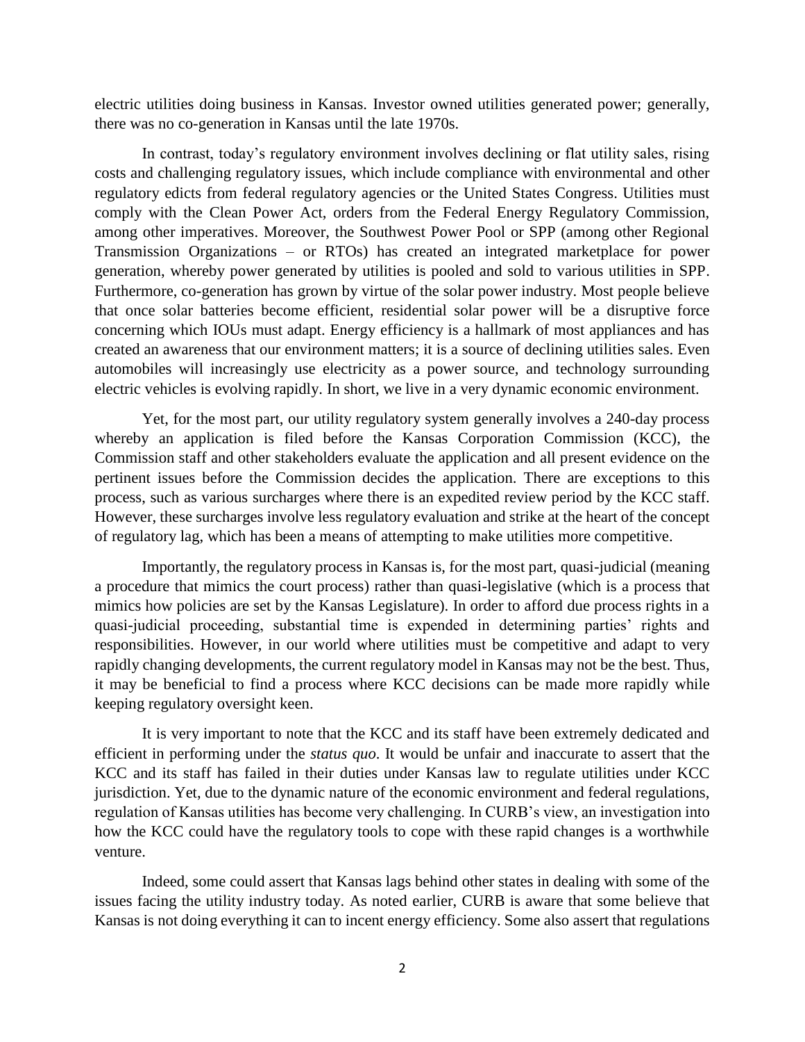electric utilities doing business in Kansas. Investor owned utilities generated power; generally, there was no co-generation in Kansas until the late 1970s.

In contrast, today's regulatory environment involves declining or flat utility sales, rising costs and challenging regulatory issues, which include compliance with environmental and other regulatory edicts from federal regulatory agencies or the United States Congress. Utilities must comply with the Clean Power Act, orders from the Federal Energy Regulatory Commission, among other imperatives. Moreover, the Southwest Power Pool or SPP (among other Regional Transmission Organizations – or RTOs) has created an integrated marketplace for power generation, whereby power generated by utilities is pooled and sold to various utilities in SPP. Furthermore, co-generation has grown by virtue of the solar power industry. Most people believe that once solar batteries become efficient, residential solar power will be a disruptive force concerning which IOUs must adapt. Energy efficiency is a hallmark of most appliances and has created an awareness that our environment matters; it is a source of declining utilities sales. Even automobiles will increasingly use electricity as a power source, and technology surrounding electric vehicles is evolving rapidly. In short, we live in a very dynamic economic environment.

Yet, for the most part, our utility regulatory system generally involves a 240-day process whereby an application is filed before the Kansas Corporation Commission (KCC), the Commission staff and other stakeholders evaluate the application and all present evidence on the pertinent issues before the Commission decides the application. There are exceptions to this process, such as various surcharges where there is an expedited review period by the KCC staff. However, these surcharges involve less regulatory evaluation and strike at the heart of the concept of regulatory lag, which has been a means of attempting to make utilities more competitive.

Importantly, the regulatory process in Kansas is, for the most part, quasi-judicial (meaning a procedure that mimics the court process) rather than quasi-legislative (which is a process that mimics how policies are set by the Kansas Legislature). In order to afford due process rights in a quasi-judicial proceeding, substantial time is expended in determining parties' rights and responsibilities. However, in our world where utilities must be competitive and adapt to very rapidly changing developments, the current regulatory model in Kansas may not be the best. Thus, it may be beneficial to find a process where KCC decisions can be made more rapidly while keeping regulatory oversight keen.

It is very important to note that the KCC and its staff have been extremely dedicated and efficient in performing under the *status quo*. It would be unfair and inaccurate to assert that the KCC and its staff has failed in their duties under Kansas law to regulate utilities under KCC jurisdiction. Yet, due to the dynamic nature of the economic environment and federal regulations, regulation of Kansas utilities has become very challenging. In CURB's view, an investigation into how the KCC could have the regulatory tools to cope with these rapid changes is a worthwhile venture.

Indeed, some could assert that Kansas lags behind other states in dealing with some of the issues facing the utility industry today. As noted earlier, CURB is aware that some believe that Kansas is not doing everything it can to incent energy efficiency. Some also assert that regulations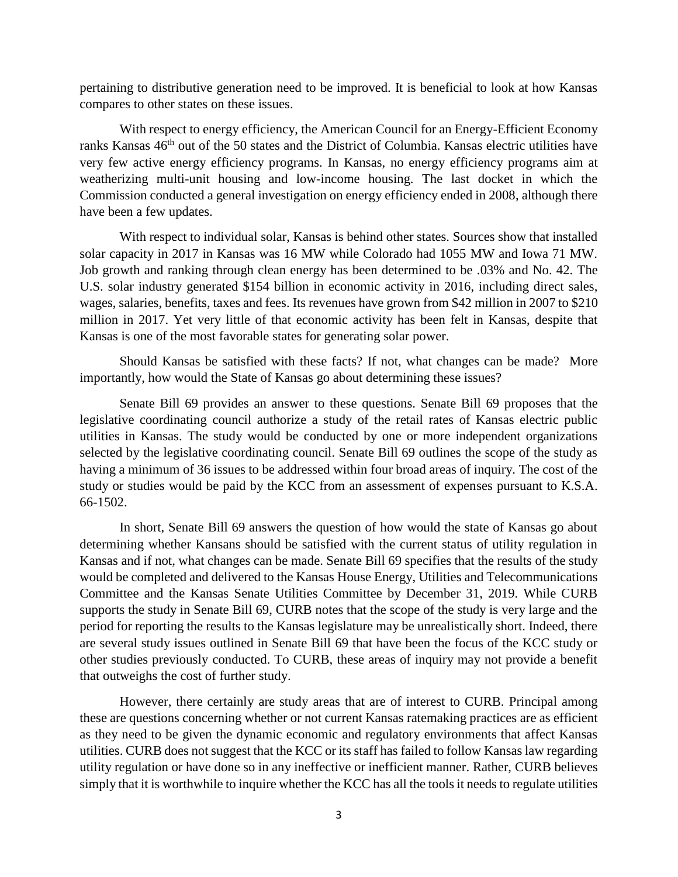pertaining to distributive generation need to be improved. It is beneficial to look at how Kansas compares to other states on these issues.

With respect to energy efficiency, the American Council for an Energy-Efficient Economy ranks Kansas 46th out of the 50 states and the District of Columbia. Kansas electric utilities have very few active energy efficiency programs. In Kansas, no energy efficiency programs aim at weatherizing multi-unit housing and low-income housing. The last docket in which the Commission conducted a general investigation on energy efficiency ended in 2008, although there have been a few updates.

With respect to individual solar, Kansas is behind other states. Sources show that installed solar capacity in 2017 in Kansas was 16 MW while Colorado had 1055 MW and Iowa 71 MW. Job growth and ranking through clean energy has been determined to be .03% and No. 42. The U.S. solar industry generated $154 billion in economic activity in 2016, including direct sales, wages, salaries, benefits, taxes and fees. Its revenues have grown from $42 million in 2007 to $210 million in 2017. Yet very little of that economic activity has been felt in Kansas, despite that Kansas is one of the most favorable states for generating solar power.

Should Kansas be satisfied with these facts? If not, what changes can be made? More importantly, how would the State of Kansas go about determining these issues?

Senate Bill 69 provides an answer to these questions. Senate Bill 69 proposes that the legislative coordinating council authorize a study of the retail rates of Kansas electric public utilities in Kansas. The study would be conducted by one or more independent organizations selected by the legislative coordinating council. Senate Bill 69 outlines the scope of the study as having a minimum of 36 issues to be addressed within four broad areas of inquiry. The cost of the study or studies would be paid by the KCC from an assessment of expenses pursuant to K.S.A. 66-1502.

In short, Senate Bill 69 answers the question of how would the state of Kansas go about determining whether Kansans should be satisfied with the current status of utility regulation in Kansas and if not, what changes can be made. Senate Bill 69 specifies that the results of the study would be completed and delivered to the Kansas House Energy, Utilities and Telecommunications Committee and the Kansas Senate Utilities Committee by December 31, 2019. While CURB supports the study in Senate Bill 69, CURB notes that the scope of the study is very large and the period for reporting the results to the Kansas legislature may be unrealistically short. Indeed, there are several study issues outlined in Senate Bill 69 that have been the focus of the KCC study or other studies previously conducted. To CURB, these areas of inquiry may not provide a benefit that outweighs the cost of further study.

However, there certainly are study areas that are of interest to CURB. Principal among these are questions concerning whether or not current Kansas ratemaking practices are as efficient as they need to be given the dynamic economic and regulatory environments that affect Kansas utilities. CURB does not suggest that the KCC or its staff has failed to follow Kansas law regarding utility regulation or have done so in any ineffective or inefficient manner. Rather, CURB believes simply that it is worthwhile to inquire whether the KCC has all the tools it needs to regulate utilities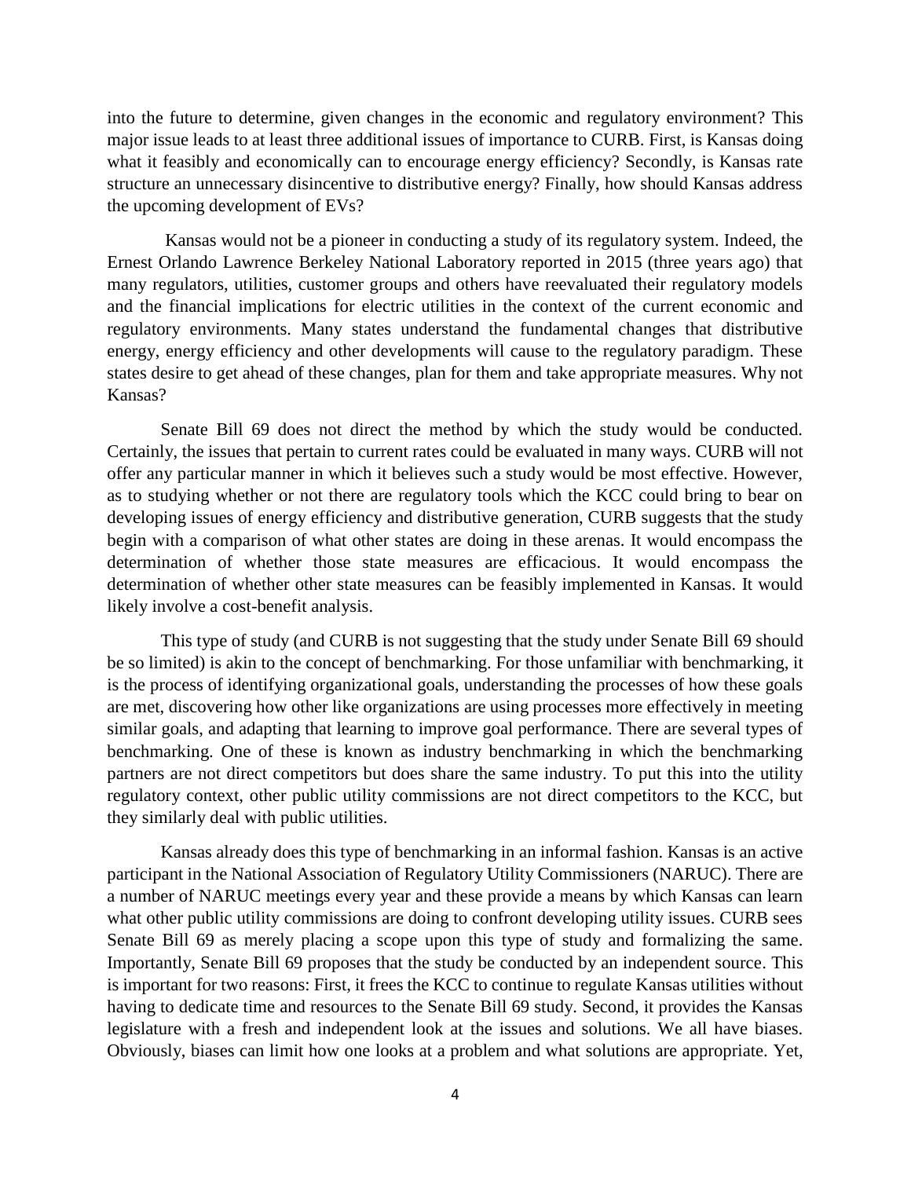into the future to determine, given changes in the economic and regulatory environment? This major issue leads to at least three additional issues of importance to CURB. First, is Kansas doing what it feasibly and economically can to encourage energy efficiency? Secondly, is Kansas rate structure an unnecessary disincentive to distributive energy? Finally, how should Kansas address the upcoming development of EVs?

Kansas would not be a pioneer in conducting a study of its regulatory system. Indeed, the Ernest Orlando Lawrence Berkeley National Laboratory reported in 2015 (three years ago) that many regulators, utilities, customer groups and others have reevaluated their regulatory models and the financial implications for electric utilities in the context of the current economic and regulatory environments. Many states understand the fundamental changes that distributive energy, energy efficiency and other developments will cause to the regulatory paradigm. These states desire to get ahead of these changes, plan for them and take appropriate measures. Why not Kansas?

Senate Bill 69 does not direct the method by which the study would be conducted. Certainly, the issues that pertain to current rates could be evaluated in many ways. CURB will not offer any particular manner in which it believes such a study would be most effective. However, as to studying whether or not there are regulatory tools which the KCC could bring to bear on developing issues of energy efficiency and distributive generation, CURB suggests that the study begin with a comparison of what other states are doing in these arenas. It would encompass the determination of whether those state measures are efficacious. It would encompass the determination of whether other state measures can be feasibly implemented in Kansas. It would likely involve a cost-benefit analysis.

This type of study (and CURB is not suggesting that the study under Senate Bill 69 should be so limited) is akin to the concept of benchmarking. For those unfamiliar with benchmarking, it is the process of identifying organizational goals, understanding the processes of how these goals are met, discovering how other like organizations are using processes more effectively in meeting similar goals, and adapting that learning to improve goal performance. There are several types of benchmarking. One of these is known as industry benchmarking in which the benchmarking partners are not direct competitors but does share the same industry. To put this into the utility regulatory context, other public utility commissions are not direct competitors to the KCC, but they similarly deal with public utilities.

Kansas already does this type of benchmarking in an informal fashion. Kansas is an active participant in the National Association of Regulatory Utility Commissioners (NARUC). There are a number of NARUC meetings every year and these provide a means by which Kansas can learn what other public utility commissions are doing to confront developing utility issues. CURB sees Senate Bill 69 as merely placing a scope upon this type of study and formalizing the same. Importantly, Senate Bill 69 proposes that the study be conducted by an independent source. This is important for two reasons: First, it frees the KCC to continue to regulate Kansas utilities without having to dedicate time and resources to the Senate Bill 69 study. Second, it provides the Kansas legislature with a fresh and independent look at the issues and solutions. We all have biases. Obviously, biases can limit how one looks at a problem and what solutions are appropriate. Yet,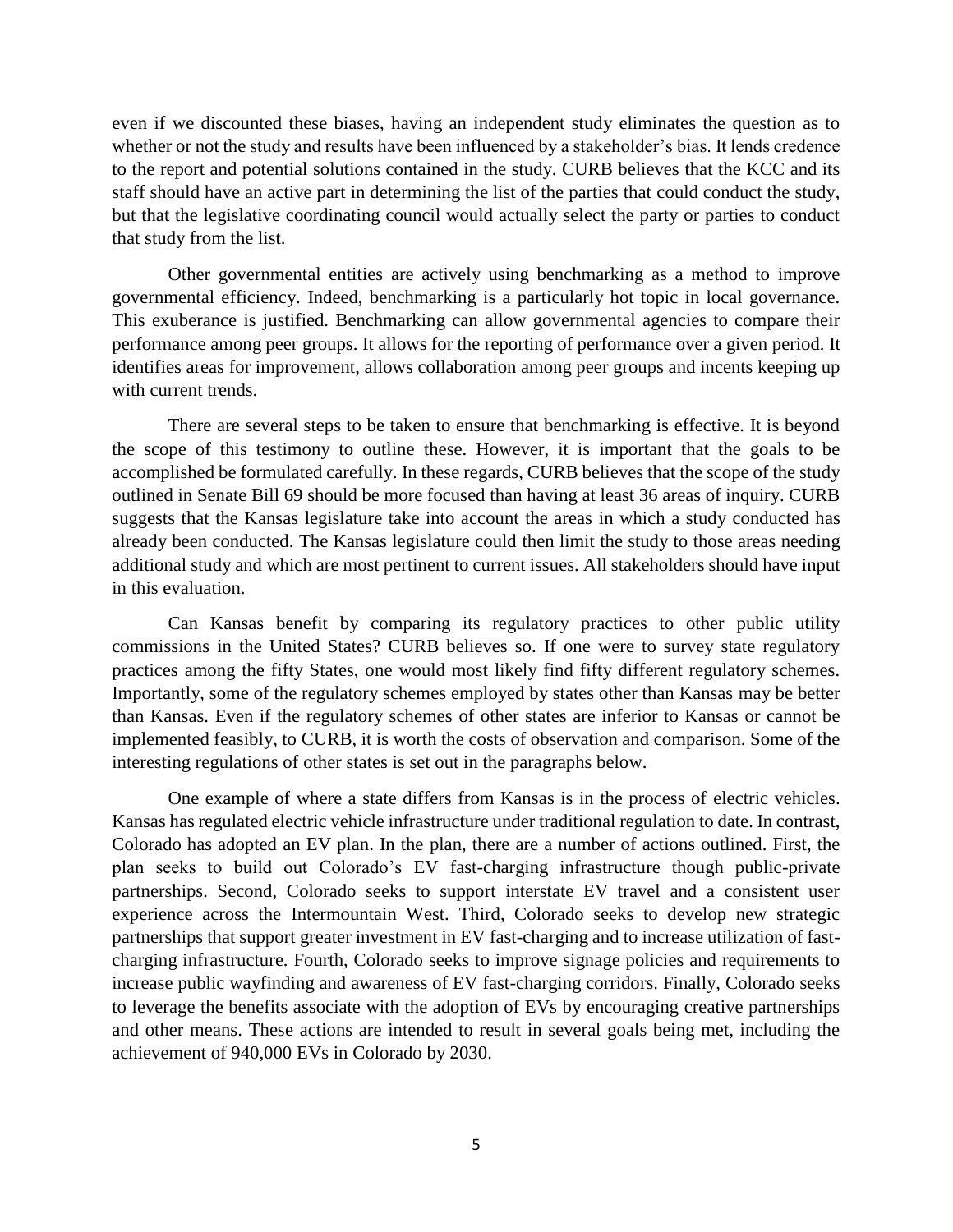even if we discounted these biases, having an independent study eliminates the question as to whether or not the study and results have been influenced by a stakeholder's bias. It lends credence to the report and potential solutions contained in the study. CURB believes that the KCC and its staff should have an active part in determining the list of the parties that could conduct the study, but that the legislative coordinating council would actually select the party or parties to conduct that study from the list.

Other governmental entities are actively using benchmarking as a method to improve governmental efficiency. Indeed, benchmarking is a particularly hot topic in local governance. This exuberance is justified. Benchmarking can allow governmental agencies to compare their performance among peer groups. It allows for the reporting of performance over a given period. It identifies areas for improvement, allows collaboration among peer groups and incents keeping up with current trends.

There are several steps to be taken to ensure that benchmarking is effective. It is beyond the scope of this testimony to outline these. However, it is important that the goals to be accomplished be formulated carefully. In these regards, CURB believes that the scope of the study outlined in Senate Bill 69 should be more focused than having at least 36 areas of inquiry. CURB suggests that the Kansas legislature take into account the areas in which a study conducted has already been conducted. The Kansas legislature could then limit the study to those areas needing additional study and which are most pertinent to current issues. All stakeholders should have input in this evaluation.

Can Kansas benefit by comparing its regulatory practices to other public utility commissions in the United States? CURB believes so. If one were to survey state regulatory practices among the fifty States, one would most likely find fifty different regulatory schemes. Importantly, some of the regulatory schemes employed by states other than Kansas may be better than Kansas. Even if the regulatory schemes of other states are inferior to Kansas or cannot be implemented feasibly, to CURB, it is worth the costs of observation and comparison. Some of the interesting regulations of other states is set out in the paragraphs below.

One example of where a state differs from Kansas is in the process of electric vehicles. Kansas has regulated electric vehicle infrastructure under traditional regulation to date. In contrast, Colorado has adopted an EV plan. In the plan, there are a number of actions outlined. First, the plan seeks to build out Colorado's EV fast-charging infrastructure though public-private partnerships. Second, Colorado seeks to support interstate EV travel and a consistent user experience across the Intermountain West. Third, Colorado seeks to develop new strategic partnerships that support greater investment in EV fast-charging and to increase utilization of fast-charging infrastructure. Fourth, Colorado seeks to improve signage policies and requirements to increase public wayfinding and awareness of EV fast-charging corridors. Finally, Colorado seeks to leverage the benefits associate with the adoption of EVs by encouraging creative partnerships and other means. These actions are intended to result in several goals being met, including the achievement of 940,000 EVs in Colorado by 2030.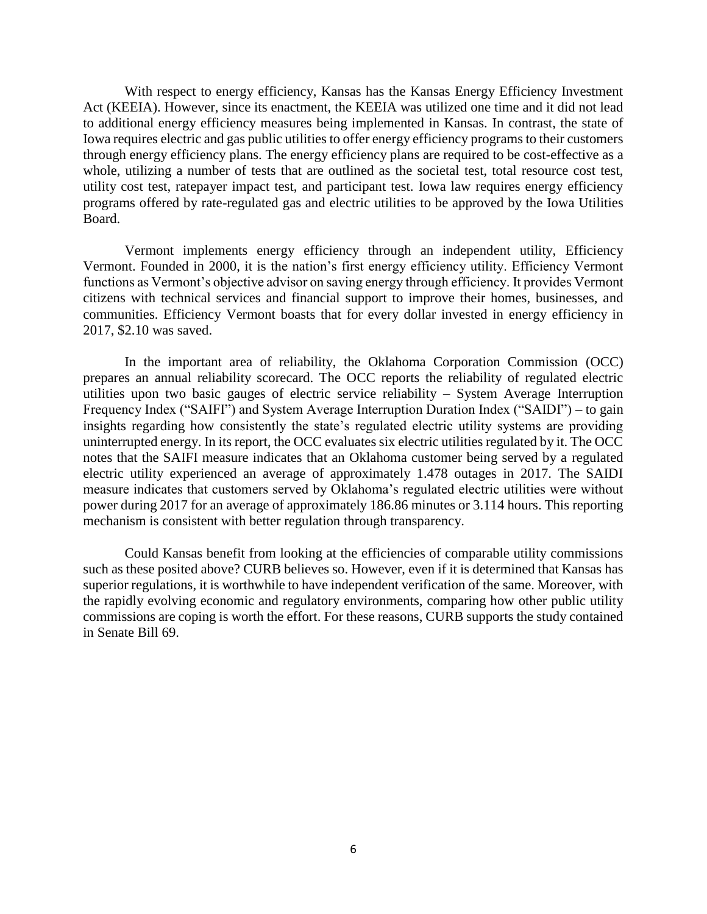With respect to energy efficiency, Kansas has the Kansas Energy Efficiency Investment Act (KEEIA). However, since its enactment, the KEEIA was utilized one time and it did not lead to additional energy efficiency measures being implemented in Kansas. In contrast, the state of Iowa requires electric and gas public utilities to offer energy efficiency programs to their customers through energy efficiency plans. The energy efficiency plans are required to be cost-effective as a whole, utilizing a number of tests that are outlined as the societal test, total resource cost test, utility cost test, ratepayer impact test, and participant test. Iowa law requires energy efficiency programs offered by rate-regulated gas and electric utilities to be approved by the Iowa Utilities Board.

Vermont implements energy efficiency through an independent utility, Efficiency Vermont. Founded in 2000, it is the nation's first energy efficiency utility. Efficiency Vermont functions as Vermont's objective advisor on saving energy through efficiency. It provides Vermont citizens with technical services and financial support to improve their homes, businesses, and communities. Efficiency Vermont boasts that for every dollar invested in energy efficiency in 2017, $2.10 was saved.

In the important area of reliability, the Oklahoma Corporation Commission (OCC) prepares an annual reliability scorecard. The OCC reports the reliability of regulated electric utilities upon two basic gauges of electric service reliability – System Average Interruption Frequency Index ("SAIFI") and System Average Interruption Duration Index ("SAIDI") – to gain insights regarding how consistently the state's regulated electric utility systems are providing uninterrupted energy. In its report, the OCC evaluates six electric utilities regulated by it. The OCC notes that the SAIFI measure indicates that an Oklahoma customer being served by a regulated electric utility experienced an average of approximately 1.478 outages in 2017. The SAIDI measure indicates that customers served by Oklahoma's regulated electric utilities were without power during 2017 for an average of approximately 186.86 minutes or 3.114 hours. This reporting mechanism is consistent with better regulation through transparency.

Could Kansas benefit from looking at the efficiencies of comparable utility commissions such as these posited above? CURB believes so. However, even if it is determined that Kansas has superior regulations, it is worthwhile to have independent verification of the same. Moreover, with the rapidly evolving economic and regulatory environments, comparing how other public utility commissions are coping is worth the effort. For these reasons, CURB supports the study contained in Senate Bill 69.